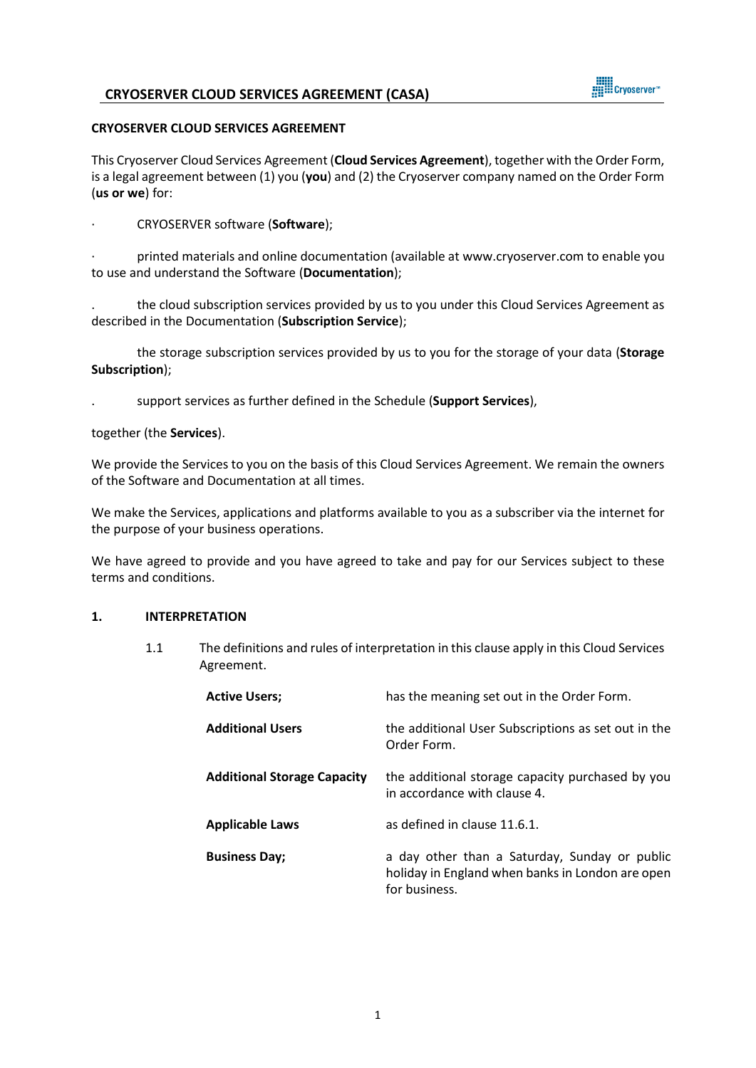# CRYOSERVER CLOUD SERVICES AGREEMENT (CASA)

**CRYOSERVER CLOUD SERVICES AGREEMENT**

This Cryoserver Cloud Services Agreement (**Cloud Services Agreement**), together with the Order Form, is a legal agreement between (1) you (**you**) and (2) the Cryoserver company named on the Order Form (**us or we**) for:

· CRYOSERVER software (**Software**);

· printed materials and online documentation (available at www.cryoserver.com to enable you to use and understand the Software (**Documentation**);

. the cloud subscription services provided by us to you under this Cloud Services Agreement as described in the Documentation (**Subscription Service**);

the storage subscription services provided by us to you for the storage of your data (**Storage Subscription**);

. support services as further defined in the Schedule (**Support Services**),

together (the **Services**).

We provide the Services to you on the basis of this Cloud Services Agreement. We remain the owners of the Software and Documentation at all times.

We make the Services, applications and platforms available to you as a subscriber via the internet for the purpose of your business operations.

We have agreed to provide and you have agreed to take and pay for our Services subject to these terms and conditions.

## 1. INTERPRETATION

1.1 The definitions and rules of interpretation in this clause apply in this Cloud Services Agreement.

| | |
|---|---|
| **Active Users;** | has the meaning set out in the Order Form. |
| **Additional Users** | the additional User Subscriptions as set out in the Order Form. |
| **Additional Storage Capacity** | the additional storage capacity purchased by you in accordance with clause 4. |
| **Applicable Laws** | as defined in clause 11.6.1. |
| **Business Day;** | a day other than a Saturday, Sunday or public holiday in England when banks in London are open for business. |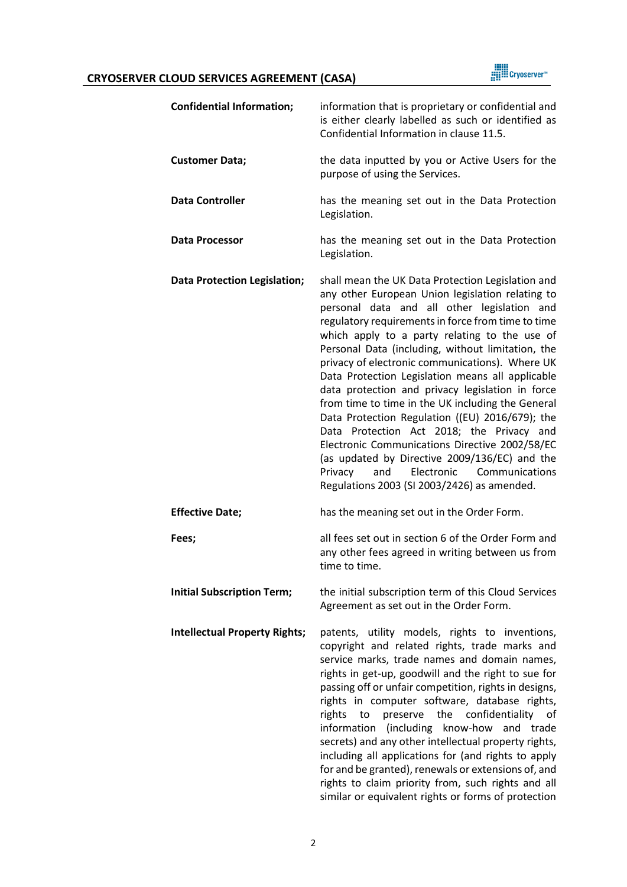| | |
|---|---|
| **Confidential Information;** | information that is proprietary or confidential and is either clearly labelled as such or identified as Confidential Information in clause 11.5. |
| **Customer Data;** | the data inputted by you or Active Users for the purpose of using the Services. |
| **Data Controller** | has the meaning set out in the Data Protection Legislation. |
| **Data Processor** | has the meaning set out in the Data Protection Legislation. |
| **Data Protection Legislation;** | shall mean the UK Data Protection Legislation and any other European Union legislation relating to personal data and all other legislation and regulatory requirements in force from time to time which apply to a party relating to the use of Personal Data (including, without limitation, the privacy of electronic communications). Where UK Data Protection Legislation means all applicable data protection and privacy legislation in force from time to time in the UK including the General Data Protection Regulation ((EU) 2016/679); the Data Protection Act 2018; the Privacy and Electronic Communications Directive 2002/58/EC (as updated by Directive 2009/136/EC) and the Privacy and Electronic Communications Regulations 2003 (SI 2003/2426) as amended. |
| **Effective Date;** | has the meaning set out in the Order Form. |
| **Fees;** | all fees set out in section 6 of the Order Form and any other fees agreed in writing between us from time to time. |
| **Initial Subscription Term;** | the initial subscription term of this Cloud Services Agreement as set out in the Order Form. |
| **Intellectual Property Rights;** | patents, utility models, rights to inventions, copyright and related rights, trade marks and service marks, trade names and domain names, rights in get-up, goodwill and the right to sue for passing off or unfair competition, rights in designs, rights in computer software, database rights, rights to preserve the confidentiality of information (including know-how and trade secrets) and any other intellectual property rights, including all applications for (and rights to apply for and be granted), renewals or extensions of, and rights to claim priority from, such rights and all similar or equivalent rights or forms of protection |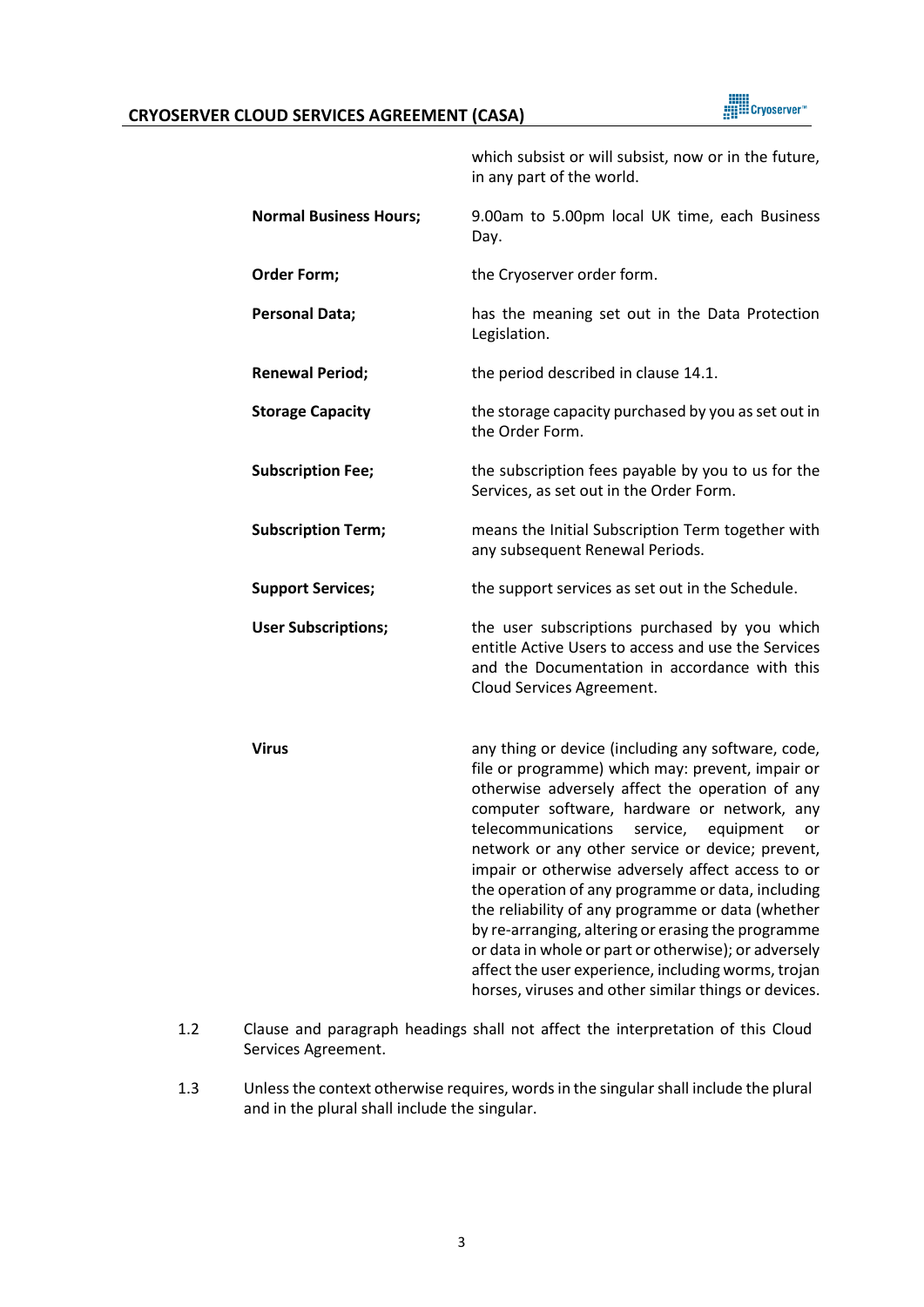| | |
|---|---|
| | which subsist or will subsist, now or in the future, in any part of the world. |
| **Normal Business Hours;** | 9.00am to 5.00pm local UK time, each Business Day. |
| **Order Form;** | the Cryoserver order form. |
| **Personal Data;** | has the meaning set out in the Data Protection Legislation. |
| **Renewal Period;** | the period described in clause 14.1. |
| **Storage Capacity** | the storage capacity purchased by you as set out in the Order Form. |
| **Subscription Fee;** | the subscription fees payable by you to us for the Services, as set out in the Order Form. |
| **Subscription Term;** | means the Initial Subscription Term together with any subsequent Renewal Periods. |
| **Support Services;** | the support services as set out in the Schedule. |
| **User Subscriptions;** | the user subscriptions purchased by you which entitle Active Users to access and use the Services and the Documentation in accordance with this Cloud Services Agreement. |
| **Virus** | any thing or device (including any software, code, file or programme) which may: prevent, impair or otherwise adversely affect the operation of any computer software, hardware or network, any telecommunications service, equipment or network or any other service or device; prevent, impair or otherwise adversely affect access to or the operation of any programme or data, including the reliability of any programme or data (whether by re-arranging, altering or erasing the programme or data in whole or part or otherwise); or adversely affect the user experience, including worms, trojan horses, viruses and other similar things or devices. |

1.2 Clause and paragraph headings shall not affect the interpretation of this Cloud Services Agreement.

1.3 Unless the context otherwise requires, words in the singular shall include the plural and in the plural shall include the singular.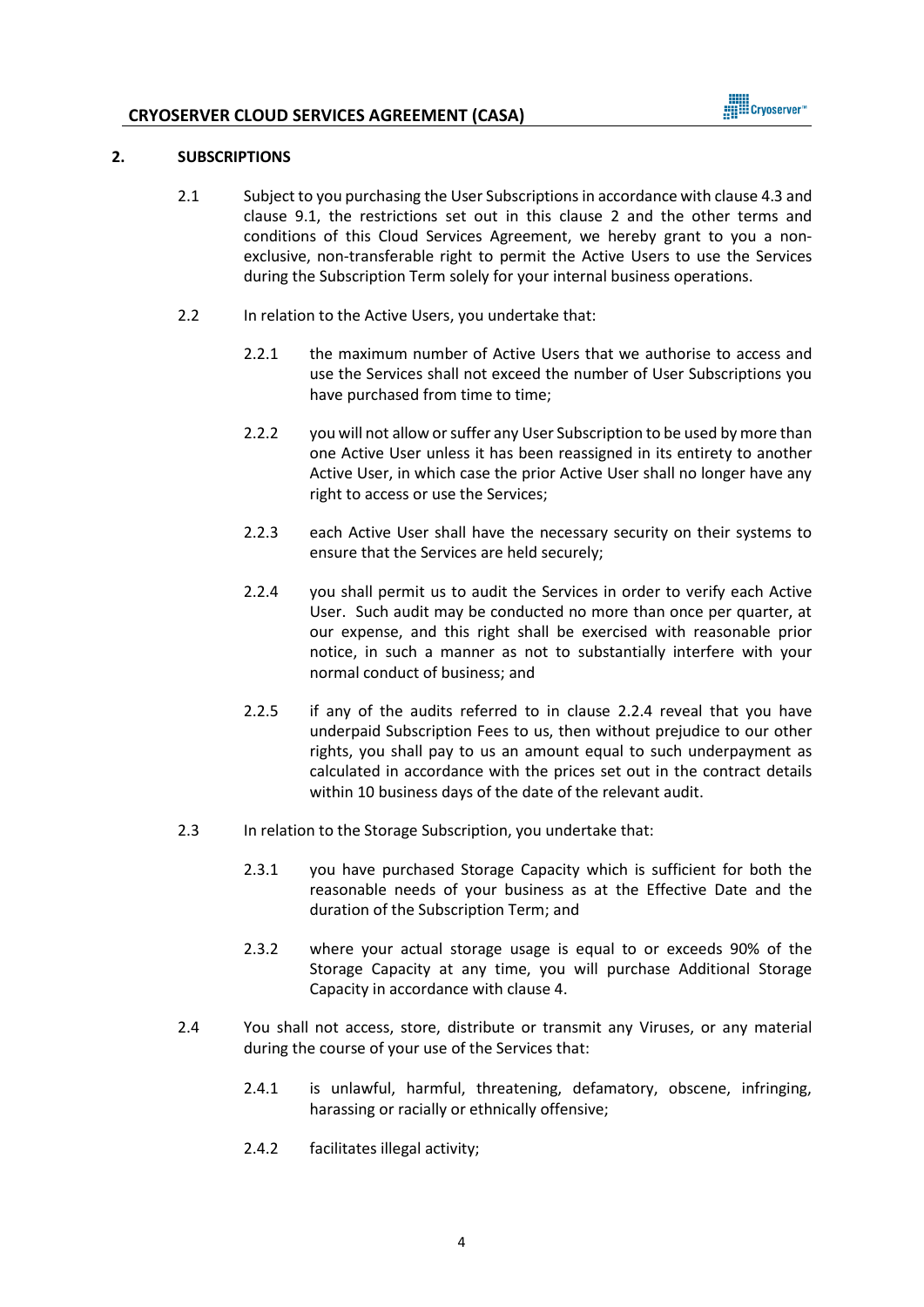## 2. SUBSCRIPTIONS

2.1 Subject to you purchasing the User Subscriptions in accordance with clause 4.3 and clause 9.1, the restrictions set out in this clause 2 and the other terms and conditions of this Cloud Services Agreement, we hereby grant to you a non-exclusive, non-transferable right to permit the Active Users to use the Services during the Subscription Term solely for your internal business operations.

2.2 In relation to the Active Users, you undertake that:

2.2.1 the maximum number of Active Users that we authorise to access and use the Services shall not exceed the number of User Subscriptions you have purchased from time to time;

2.2.2 you will not allow or suffer any User Subscription to be used by more than one Active User unless it has been reassigned in its entirety to another Active User, in which case the prior Active User shall no longer have any right to access or use the Services;

2.2.3 each Active User shall have the necessary security on their systems to ensure that the Services are held securely;

2.2.4 you shall permit us to audit the Services in order to verify each Active User. Such audit may be conducted no more than once per quarter, at our expense, and this right shall be exercised with reasonable prior notice, in such a manner as not to substantially interfere with your normal conduct of business; and

2.2.5 if any of the audits referred to in clause 2.2.4 reveal that you have underpaid Subscription Fees to us, then without prejudice to our other rights, you shall pay to us an amount equal to such underpayment as calculated in accordance with the prices set out in the contract details within 10 business days of the date of the relevant audit.

2.3 In relation to the Storage Subscription, you undertake that:

2.3.1 you have purchased Storage Capacity which is sufficient for both the reasonable needs of your business as at the Effective Date and the duration of the Subscription Term; and

2.3.2 where your actual storage usage is equal to or exceeds 90% of the Storage Capacity at any time, you will purchase Additional Storage Capacity in accordance with clause 4.

2.4 You shall not access, store, distribute or transmit any Viruses, or any material during the course of your use of the Services that:

2.4.1 is unlawful, harmful, threatening, defamatory, obscene, infringing, harassing or racially or ethnically offensive;

2.4.2 facilitates illegal activity;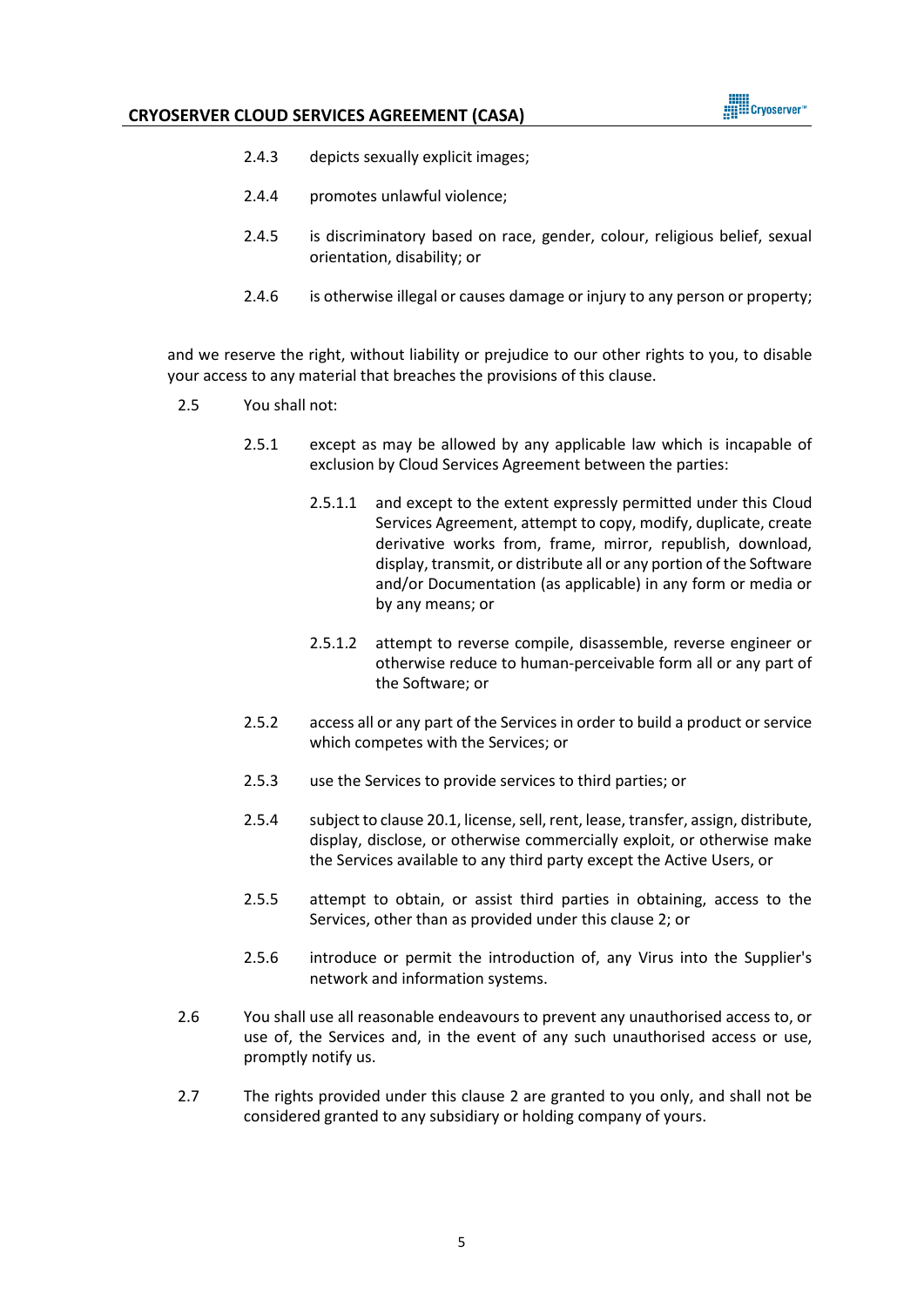2.4.3 depicts sexually explicit images;

2.4.4 promotes unlawful violence;

2.4.5 is discriminatory based on race, gender, colour, religious belief, sexual orientation, disability; or

2.4.6 is otherwise illegal or causes damage or injury to any person or property;

and we reserve the right, without liability or prejudice to our other rights to you, to disable your access to any material that breaches the provisions of this clause.

2.5 You shall not:

2.5.1 except as may be allowed by any applicable law which is incapable of exclusion by Cloud Services Agreement between the parties:

2.5.1.1 and except to the extent expressly permitted under this Cloud Services Agreement, attempt to copy, modify, duplicate, create derivative works from, frame, mirror, republish, download, display, transmit, or distribute all or any portion of the Software and/or Documentation (as applicable) in any form or media or by any means; or

2.5.1.2 attempt to reverse compile, disassemble, reverse engineer or otherwise reduce to human-perceivable form all or any part of the Software; or

2.5.2 access all or any part of the Services in order to build a product or service which competes with the Services; or

2.5.3 use the Services to provide services to third parties; or

2.5.4 subject to clause 20.1, license, sell, rent, lease, transfer, assign, distribute, display, disclose, or otherwise commercially exploit, or otherwise make the Services available to any third party except the Active Users, or

2.5.5 attempt to obtain, or assist third parties in obtaining, access to the Services, other than as provided under this clause 2; or

2.5.6 introduce or permit the introduction of, any Virus into the Supplier's network and information systems.

2.6 You shall use all reasonable endeavours to prevent any unauthorised access to, or use of, the Services and, in the event of any such unauthorised access or use, promptly notify us.

2.7 The rights provided under this clause 2 are granted to you only, and shall not be considered granted to any subsidiary or holding company of yours.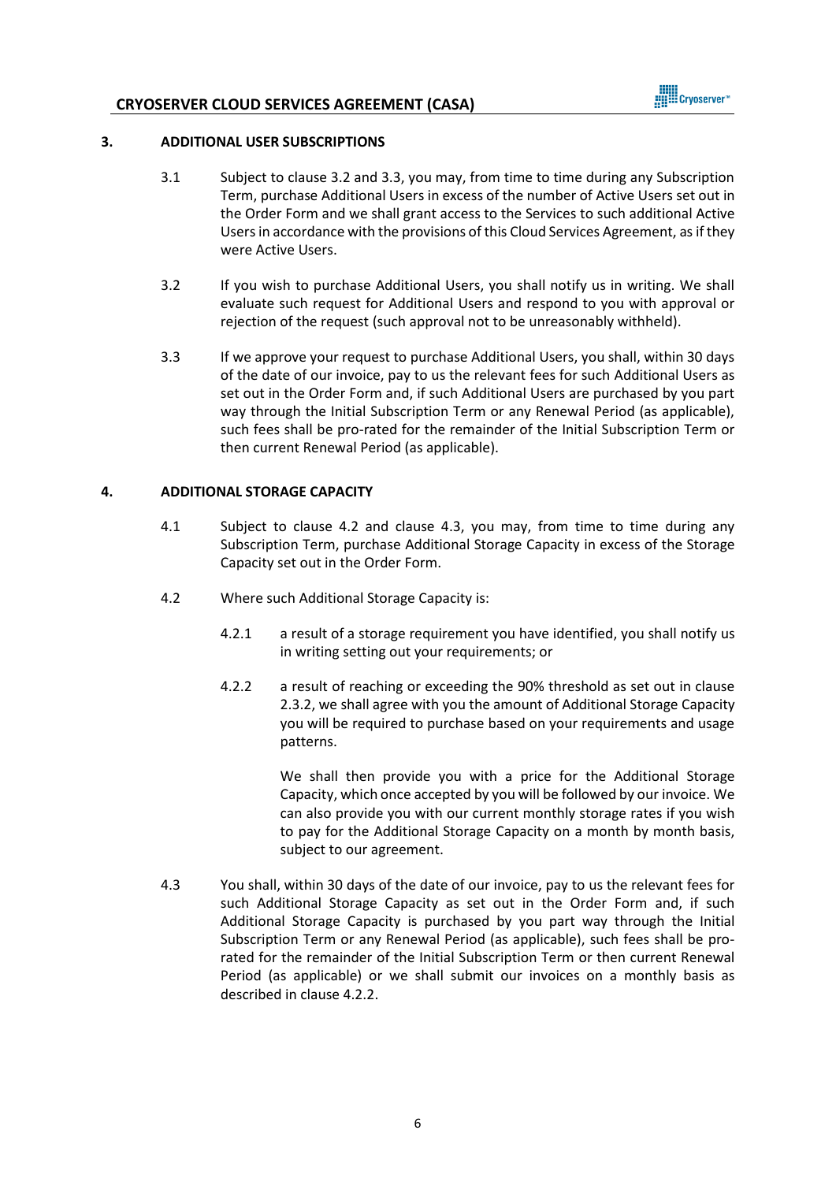## 3. ADDITIONAL USER SUBSCRIPTIONS

3.1 Subject to clause 3.2 and 3.3, you may, from time to time during any Subscription Term, purchase Additional Users in excess of the number of Active Users set out in the Order Form and we shall grant access to the Services to such additional Active Users in accordance with the provisions of this Cloud Services Agreement, as if they were Active Users.

3.2 If you wish to purchase Additional Users, you shall notify us in writing. We shall evaluate such request for Additional Users and respond to you with approval or rejection of the request (such approval not to be unreasonably withheld).

3.3 If we approve your request to purchase Additional Users, you shall, within 30 days of the date of our invoice, pay to us the relevant fees for such Additional Users as set out in the Order Form and, if such Additional Users are purchased by you part way through the Initial Subscription Term or any Renewal Period (as applicable), such fees shall be pro-rated for the remainder of the Initial Subscription Term or then current Renewal Period (as applicable).

## 4. ADDITIONAL STORAGE CAPACITY

4.1 Subject to clause 4.2 and clause 4.3, you may, from time to time during any Subscription Term, purchase Additional Storage Capacity in excess of the Storage Capacity set out in the Order Form.

4.2 Where such Additional Storage Capacity is:

4.2.1 a result of a storage requirement you have identified, you shall notify us in writing setting out your requirements; or

4.2.2 a result of reaching or exceeding the 90% threshold as set out in clause 2.3.2, we shall agree with you the amount of Additional Storage Capacity you will be required to purchase based on your requirements and usage patterns.

We shall then provide you with a price for the Additional Storage Capacity, which once accepted by you will be followed by our invoice. We can also provide you with our current monthly storage rates if you wish to pay for the Additional Storage Capacity on a month by month basis, subject to our agreement.

4.3 You shall, within 30 days of the date of our invoice, pay to us the relevant fees for such Additional Storage Capacity as set out in the Order Form and, if such Additional Storage Capacity is purchased by you part way through the Initial Subscription Term or any Renewal Period (as applicable), such fees shall be pro-rated for the remainder of the Initial Subscription Term or then current Renewal Period (as applicable) or we shall submit our invoices on a monthly basis as described in clause 4.2.2.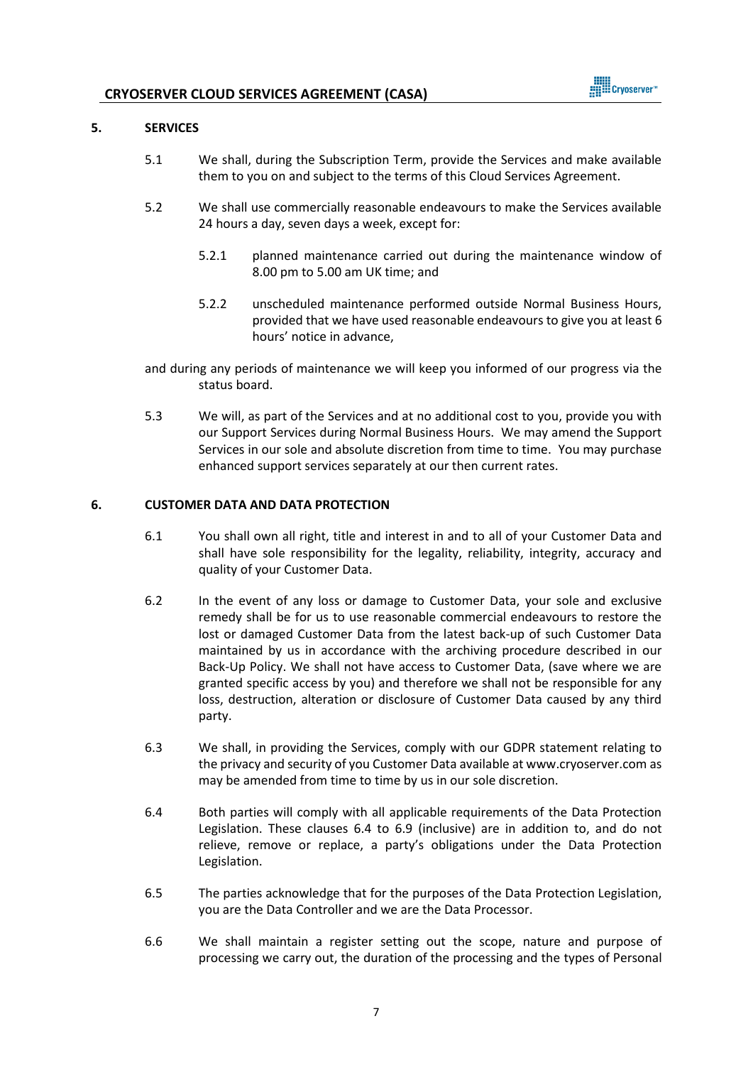## 5. SERVICES

5.1 We shall, during the Subscription Term, provide the Services and make available them to you on and subject to the terms of this Cloud Services Agreement.

5.2 We shall use commercially reasonable endeavours to make the Services available 24 hours a day, seven days a week, except for:

5.2.1 planned maintenance carried out during the maintenance window of 8.00 pm to 5.00 am UK time; and

5.2.2 unscheduled maintenance performed outside Normal Business Hours, provided that we have used reasonable endeavours to give you at least 6 hours' notice in advance,

and during any periods of maintenance we will keep you informed of our progress via the status board.

5.3 We will, as part of the Services and at no additional cost to you, provide you with our Support Services during Normal Business Hours. We may amend the Support Services in our sole and absolute discretion from time to time. You may purchase enhanced support services separately at our then current rates.

## 6. CUSTOMER DATA AND DATA PROTECTION

6.1 You shall own all right, title and interest in and to all of your Customer Data and shall have sole responsibility for the legality, reliability, integrity, accuracy and quality of your Customer Data.

6.2 In the event of any loss or damage to Customer Data, your sole and exclusive remedy shall be for us to use reasonable commercial endeavours to restore the lost or damaged Customer Data from the latest back-up of such Customer Data maintained by us in accordance with the archiving procedure described in our Back-Up Policy. We shall not have access to Customer Data, (save where we are granted specific access by you) and therefore we shall not be responsible for any loss, destruction, alteration or disclosure of Customer Data caused by any third party.

6.3 We shall, in providing the Services, comply with our GDPR statement relating to the privacy and security of you Customer Data available at www.cryoserver.com as may be amended from time to time by us in our sole discretion.

6.4 Both parties will comply with all applicable requirements of the Data Protection Legislation. These clauses 6.4 to 6.9 (inclusive) are in addition to, and do not relieve, remove or replace, a party's obligations under the Data Protection Legislation.

6.5 The parties acknowledge that for the purposes of the Data Protection Legislation, you are the Data Controller and we are the Data Processor.

6.6 We shall maintain a register setting out the scope, nature and purpose of processing we carry out, the duration of the processing and the types of Personal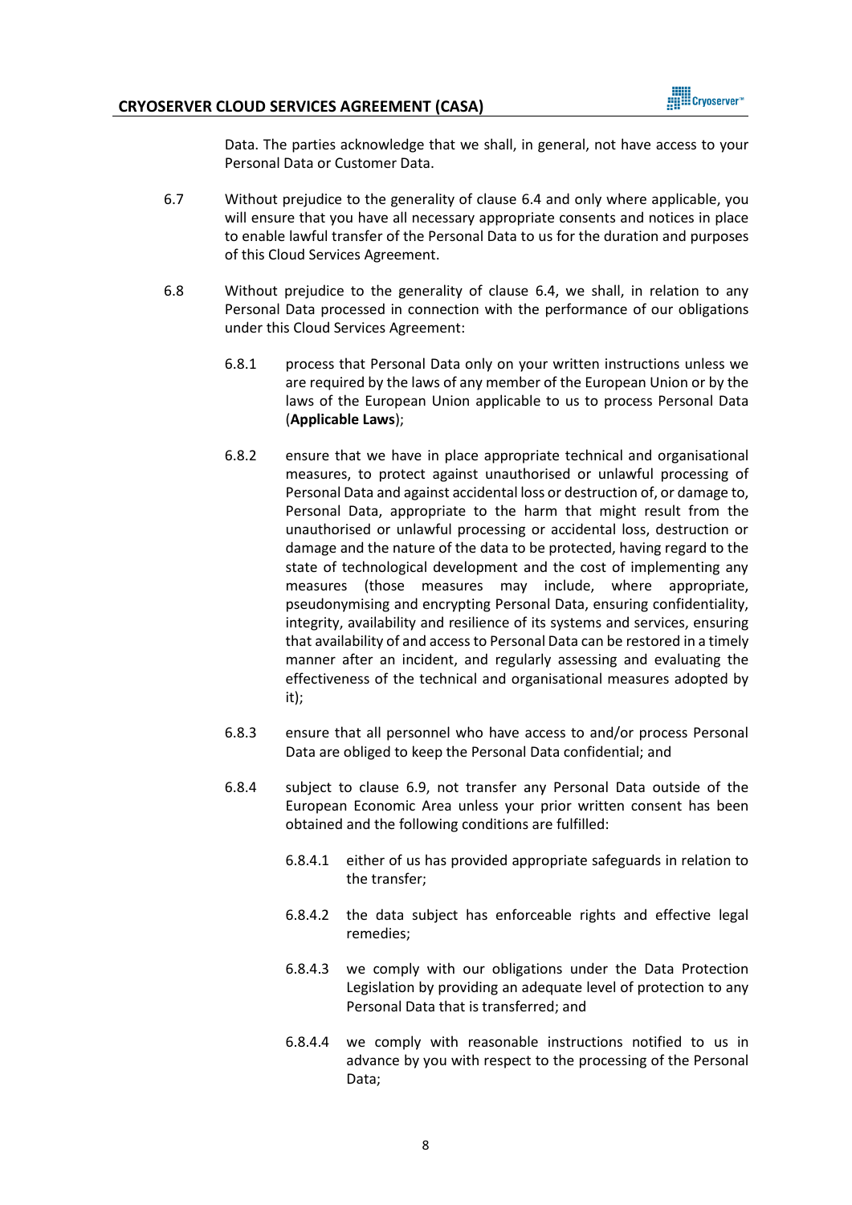Data. The parties acknowledge that we shall, in general, not have access to your Personal Data or Customer Data.

6.7 Without prejudice to the generality of clause 6.4 and only where applicable, you will ensure that you have all necessary appropriate consents and notices in place to enable lawful transfer of the Personal Data to us for the duration and purposes of this Cloud Services Agreement.

6.8 Without prejudice to the generality of clause 6.4, we shall, in relation to any Personal Data processed in connection with the performance of our obligations under this Cloud Services Agreement:

6.8.1 process that Personal Data only on your written instructions unless we are required by the laws of any member of the European Union or by the laws of the European Union applicable to us to process Personal Data (**Applicable Laws**);

6.8.2 ensure that we have in place appropriate technical and organisational measures, to protect against unauthorised or unlawful processing of Personal Data and against accidental loss or destruction of, or damage to, Personal Data, appropriate to the harm that might result from the unauthorised or unlawful processing or accidental loss, destruction or damage and the nature of the data to be protected, having regard to the state of technological development and the cost of implementing any measures (those measures may include, where appropriate, pseudonymising and encrypting Personal Data, ensuring confidentiality, integrity, availability and resilience of its systems and services, ensuring that availability of and access to Personal Data can be restored in a timely manner after an incident, and regularly assessing and evaluating the effectiveness of the technical and organisational measures adopted by it);

6.8.3 ensure that all personnel who have access to and/or process Personal Data are obliged to keep the Personal Data confidential; and

6.8.4 subject to clause 6.9, not transfer any Personal Data outside of the European Economic Area unless your prior written consent has been obtained and the following conditions are fulfilled:

6.8.4.1 either of us has provided appropriate safeguards in relation to the transfer;

6.8.4.2 the data subject has enforceable rights and effective legal remedies;

6.8.4.3 we comply with our obligations under the Data Protection Legislation by providing an adequate level of protection to any Personal Data that is transferred; and

6.8.4.4 we comply with reasonable instructions notified to us in advance by you with respect to the processing of the Personal Data;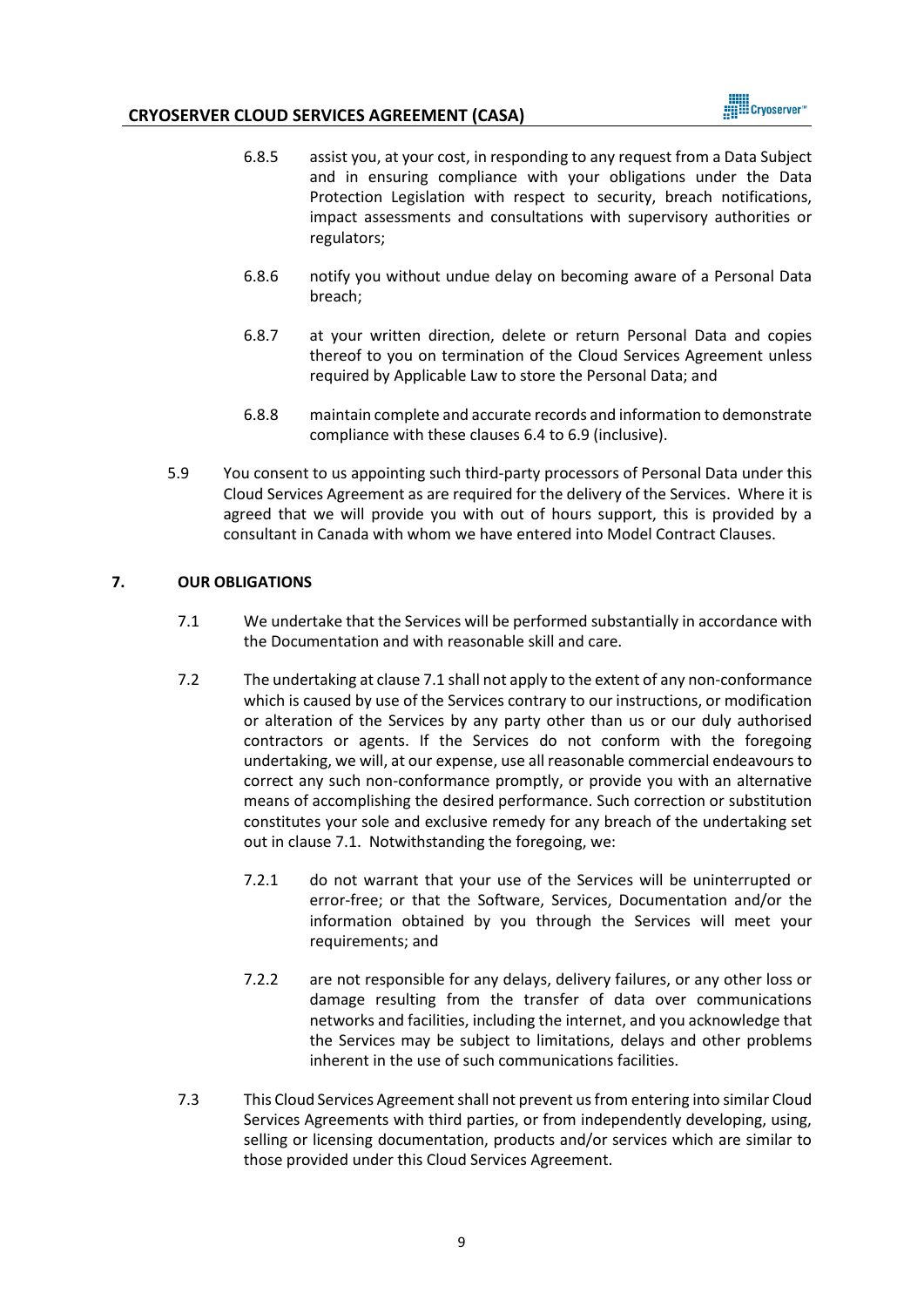6.8.5 assist you, at your cost, in responding to any request from a Data Subject and in ensuring compliance with your obligations under the Data Protection Legislation with respect to security, breach notifications, impact assessments and consultations with supervisory authorities or regulators;

6.8.6 notify you without undue delay on becoming aware of a Personal Data breach;

6.8.7 at your written direction, delete or return Personal Data and copies thereof to you on termination of the Cloud Services Agreement unless required by Applicable Law to store the Personal Data; and

6.8.8 maintain complete and accurate records and information to demonstrate compliance with these clauses 6.4 to 6.9 (inclusive).

5.9 You consent to us appointing such third-party processors of Personal Data under this Cloud Services Agreement as are required for the delivery of the Services. Where it is agreed that we will provide you with out of hours support, this is provided by a consultant in Canada with whom we have entered into Model Contract Clauses.

## 7. OUR OBLIGATIONS

7.1 We undertake that the Services will be performed substantially in accordance with the Documentation and with reasonable skill and care.

7.2 The undertaking at clause 7.1 shall not apply to the extent of any non-conformance which is caused by use of the Services contrary to our instructions, or modification or alteration of the Services by any party other than us or our duly authorised contractors or agents. If the Services do not conform with the foregoing undertaking, we will, at our expense, use all reasonable commercial endeavours to correct any such non-conformance promptly, or provide you with an alternative means of accomplishing the desired performance. Such correction or substitution constitutes your sole and exclusive remedy for any breach of the undertaking set out in clause 7.1. Notwithstanding the foregoing, we:

7.2.1 do not warrant that your use of the Services will be uninterrupted or error-free; or that the Software, Services, Documentation and/or the information obtained by you through the Services will meet your requirements; and

7.2.2 are not responsible for any delays, delivery failures, or any other loss or damage resulting from the transfer of data over communications networks and facilities, including the internet, and you acknowledge that the Services may be subject to limitations, delays and other problems inherent in the use of such communications facilities.

7.3 This Cloud Services Agreement shall not prevent us from entering into similar Cloud Services Agreements with third parties, or from independently developing, using, selling or licensing documentation, products and/or services which are similar to those provided under this Cloud Services Agreement.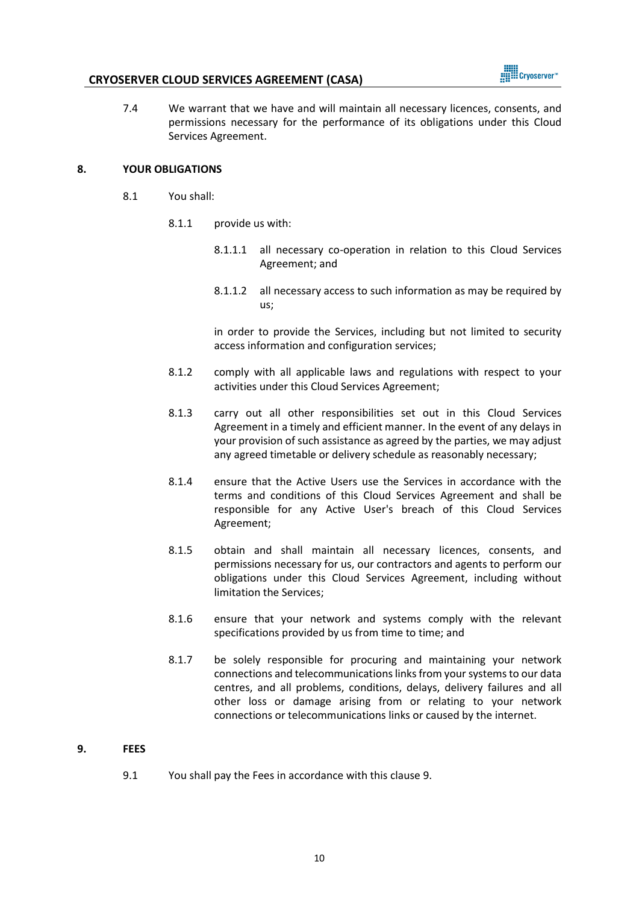7.4 We warrant that we have and will maintain all necessary licences, consents, and permissions necessary for the performance of its obligations under this Cloud Services Agreement.

## 8. YOUR OBLIGATIONS

8.1 You shall:

8.1.1 provide us with:

8.1.1.1 all necessary co-operation in relation to this Cloud Services Agreement; and

8.1.1.2 all necessary access to such information as may be required by us;

in order to provide the Services, including but not limited to security access information and configuration services;

8.1.2 comply with all applicable laws and regulations with respect to your activities under this Cloud Services Agreement;

8.1.3 carry out all other responsibilities set out in this Cloud Services Agreement in a timely and efficient manner. In the event of any delays in your provision of such assistance as agreed by the parties, we may adjust any agreed timetable or delivery schedule as reasonably necessary;

8.1.4 ensure that the Active Users use the Services in accordance with the terms and conditions of this Cloud Services Agreement and shall be responsible for any Active User's breach of this Cloud Services Agreement;

8.1.5 obtain and shall maintain all necessary licences, consents, and permissions necessary for us, our contractors and agents to perform our obligations under this Cloud Services Agreement, including without limitation the Services;

8.1.6 ensure that your network and systems comply with the relevant specifications provided by us from time to time; and

8.1.7 be solely responsible for procuring and maintaining your network connections and telecommunications links from your systems to our data centres, and all problems, conditions, delays, delivery failures and all other loss or damage arising from or relating to your network connections or telecommunications links or caused by the internet.

## 9. FEES

9.1 You shall pay the Fees in accordance with this clause 9.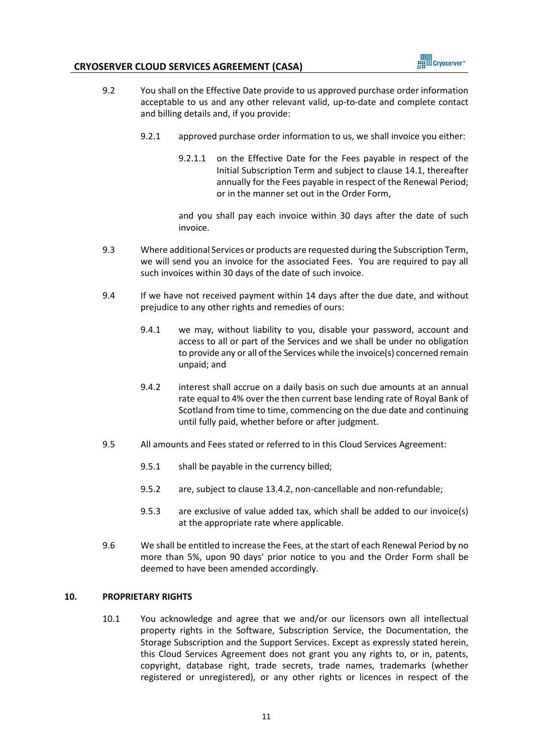9.2 You shall on the Effective Date provide to us approved purchase order information acceptable to us and any other relevant valid, up-to-date and complete contact and billing details and, if you provide:

9.2.1 approved purchase order information to us, we shall invoice you either:

9.2.1.1 on the Effective Date for the Fees payable in respect of the Initial Subscription Term and subject to clause 14.1, thereafter annually for the Fees payable in respect of the Renewal Period; or in the manner set out in the Order Form,

and you shall pay each invoice within 30 days after the date of such invoice.

9.3 Where additional Services or products are requested during the Subscription Term, we will send you an invoice for the associated Fees. You are required to pay all such invoices within 30 days of the date of such invoice.

9.4 If we have not received payment within 14 days after the due date, and without prejudice to any other rights and remedies of ours:

9.4.1 we may, without liability to you, disable your password, account and access to all or part of the Services and we shall be under no obligation to provide any or all of the Services while the invoice(s) concerned remain unpaid; and

9.4.2 interest shall accrue on a daily basis on such due amounts at an annual rate equal to 4% over the then current base lending rate of Royal Bank of Scotland from time to time, commencing on the due date and continuing until fully paid, whether before or after judgment.

9.5 All amounts and Fees stated or referred to in this Cloud Services Agreement:

9.5.1 shall be payable in the currency billed;

9.5.2 are, subject to clause 13.4.2, non-cancellable and non-refundable;

9.5.3 are exclusive of value added tax, which shall be added to our invoice(s) at the appropriate rate where applicable.

9.6 We shall be entitled to increase the Fees, at the start of each Renewal Period by no more than 5%, upon 90 days' prior notice to you and the Order Form shall be deemed to have been amended accordingly.

## 10. PROPRIETARY RIGHTS

10.1 You acknowledge and agree that we and/or our licensors own all intellectual property rights in the Software, Subscription Service, the Documentation, the Storage Subscription and the Support Services. Except as expressly stated herein, this Cloud Services Agreement does not grant you any rights to, or in, patents, copyright, database right, trade secrets, trade names, trademarks (whether registered or unregistered), or any other rights or licences in respect of the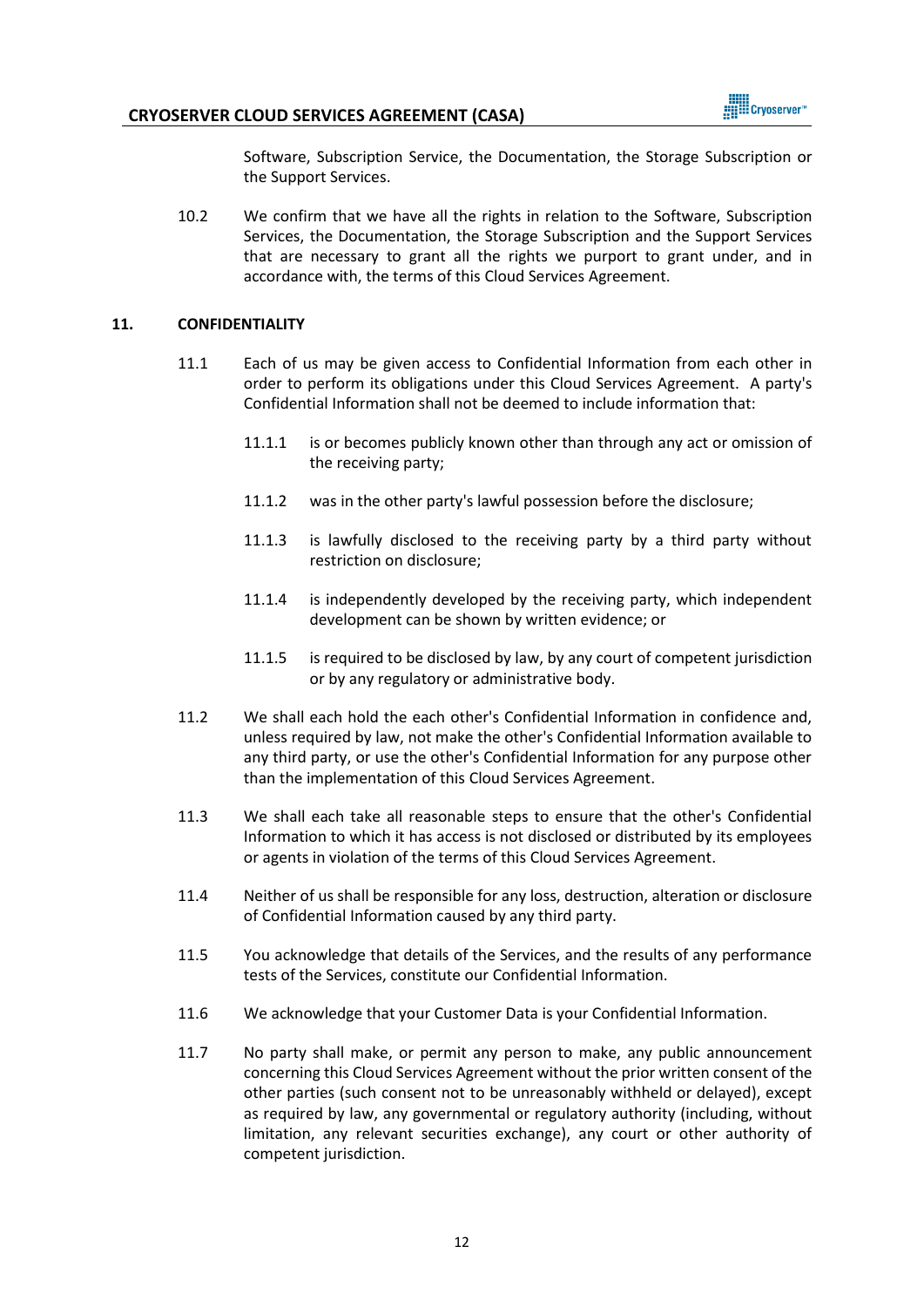Software, Subscription Service, the Documentation, the Storage Subscription or the Support Services.

10.2 We confirm that we have all the rights in relation to the Software, Subscription Services, the Documentation, the Storage Subscription and the Support Services that are necessary to grant all the rights we purport to grant under, and in accordance with, the terms of this Cloud Services Agreement.

## 11. CONFIDENTIALITY

11.1 Each of us may be given access to Confidential Information from each other in order to perform its obligations under this Cloud Services Agreement. A party's Confidential Information shall not be deemed to include information that:

11.1.1 is or becomes publicly known other than through any act or omission of the receiving party;

11.1.2 was in the other party's lawful possession before the disclosure;

11.1.3 is lawfully disclosed to the receiving party by a third party without restriction on disclosure;

11.1.4 is independently developed by the receiving party, which independent development can be shown by written evidence; or

11.1.5 is required to be disclosed by law, by any court of competent jurisdiction or by any regulatory or administrative body.

11.2 We shall each hold the each other's Confidential Information in confidence and, unless required by law, not make the other's Confidential Information available to any third party, or use the other's Confidential Information for any purpose other than the implementation of this Cloud Services Agreement.

11.3 We shall each take all reasonable steps to ensure that the other's Confidential Information to which it has access is not disclosed or distributed by its employees or agents in violation of the terms of this Cloud Services Agreement.

11.4 Neither of us shall be responsible for any loss, destruction, alteration or disclosure of Confidential Information caused by any third party.

11.5 You acknowledge that details of the Services, and the results of any performance tests of the Services, constitute our Confidential Information.

11.6 We acknowledge that your Customer Data is your Confidential Information.

11.7 No party shall make, or permit any person to make, any public announcement concerning this Cloud Services Agreement without the prior written consent of the other parties (such consent not to be unreasonably withheld or delayed), except as required by law, any governmental or regulatory authority (including, without limitation, any relevant securities exchange), any court or other authority of competent jurisdiction.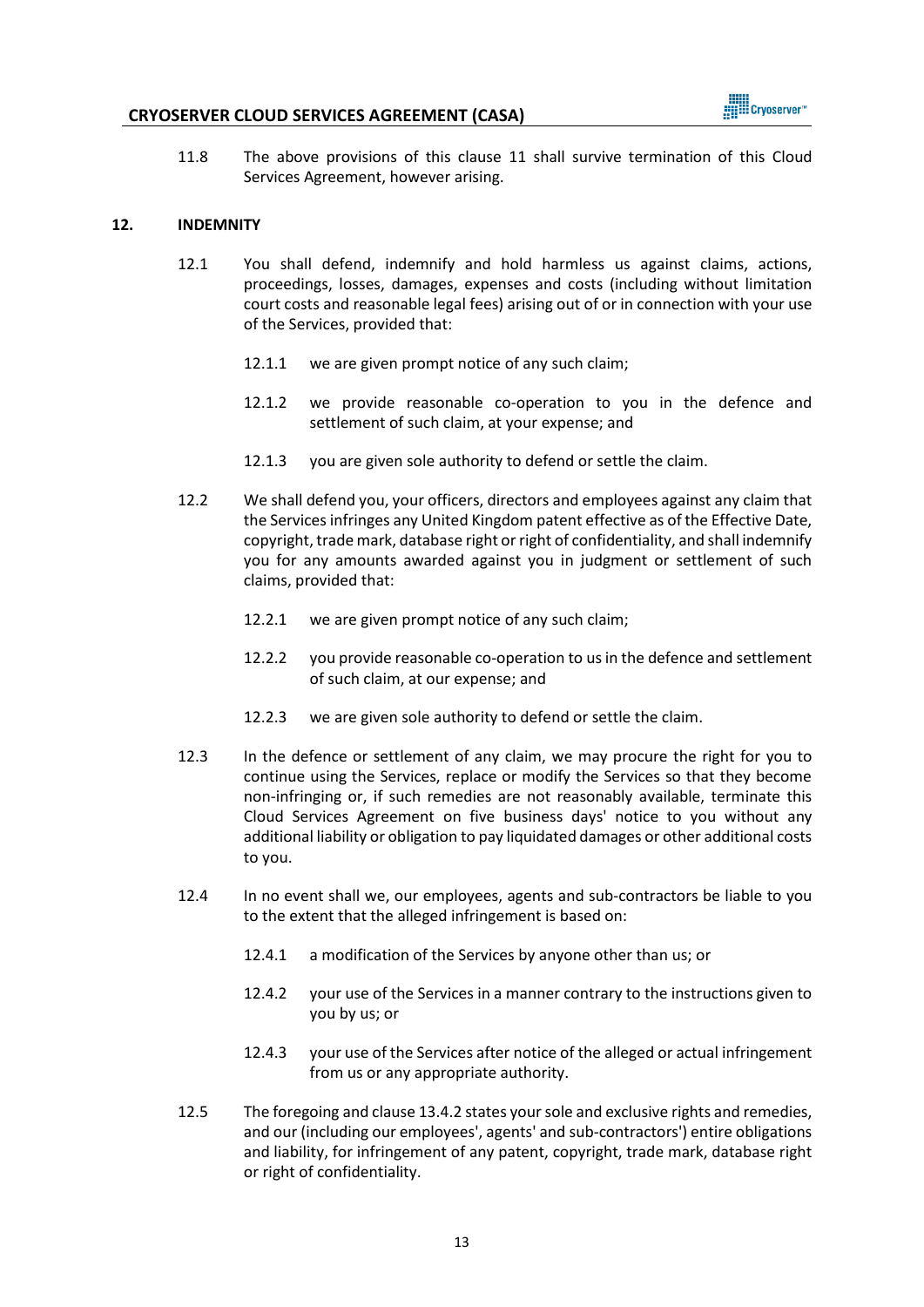11.8 The above provisions of this clause 11 shall survive termination of this Cloud Services Agreement, however arising.

## 12. INDEMNITY

12.1 You shall defend, indemnify and hold harmless us against claims, actions, proceedings, losses, damages, expenses and costs (including without limitation court costs and reasonable legal fees) arising out of or in connection with your use of the Services, provided that:

12.1.1 we are given prompt notice of any such claim;

12.1.2 we provide reasonable co-operation to you in the defence and settlement of such claim, at your expense; and

12.1.3 you are given sole authority to defend or settle the claim.

12.2 We shall defend you, your officers, directors and employees against any claim that the Services infringes any United Kingdom patent effective as of the Effective Date, copyright, trade mark, database right or right of confidentiality, and shall indemnify you for any amounts awarded against you in judgment or settlement of such claims, provided that:

12.2.1 we are given prompt notice of any such claim;

12.2.2 you provide reasonable co-operation to us in the defence and settlement of such claim, at our expense; and

12.2.3 we are given sole authority to defend or settle the claim.

12.3 In the defence or settlement of any claim, we may procure the right for you to continue using the Services, replace or modify the Services so that they become non-infringing or, if such remedies are not reasonably available, terminate this Cloud Services Agreement on five business days' notice to you without any additional liability or obligation to pay liquidated damages or other additional costs to you.

12.4 In no event shall we, our employees, agents and sub-contractors be liable to you to the extent that the alleged infringement is based on:

12.4.1 a modification of the Services by anyone other than us; or

12.4.2 your use of the Services in a manner contrary to the instructions given to you by us; or

12.4.3 your use of the Services after notice of the alleged or actual infringement from us or any appropriate authority.

12.5 The foregoing and clause 13.4.2 states your sole and exclusive rights and remedies, and our (including our employees', agents' and sub-contractors') entire obligations and liability, for infringement of any patent, copyright, trade mark, database right or right of confidentiality.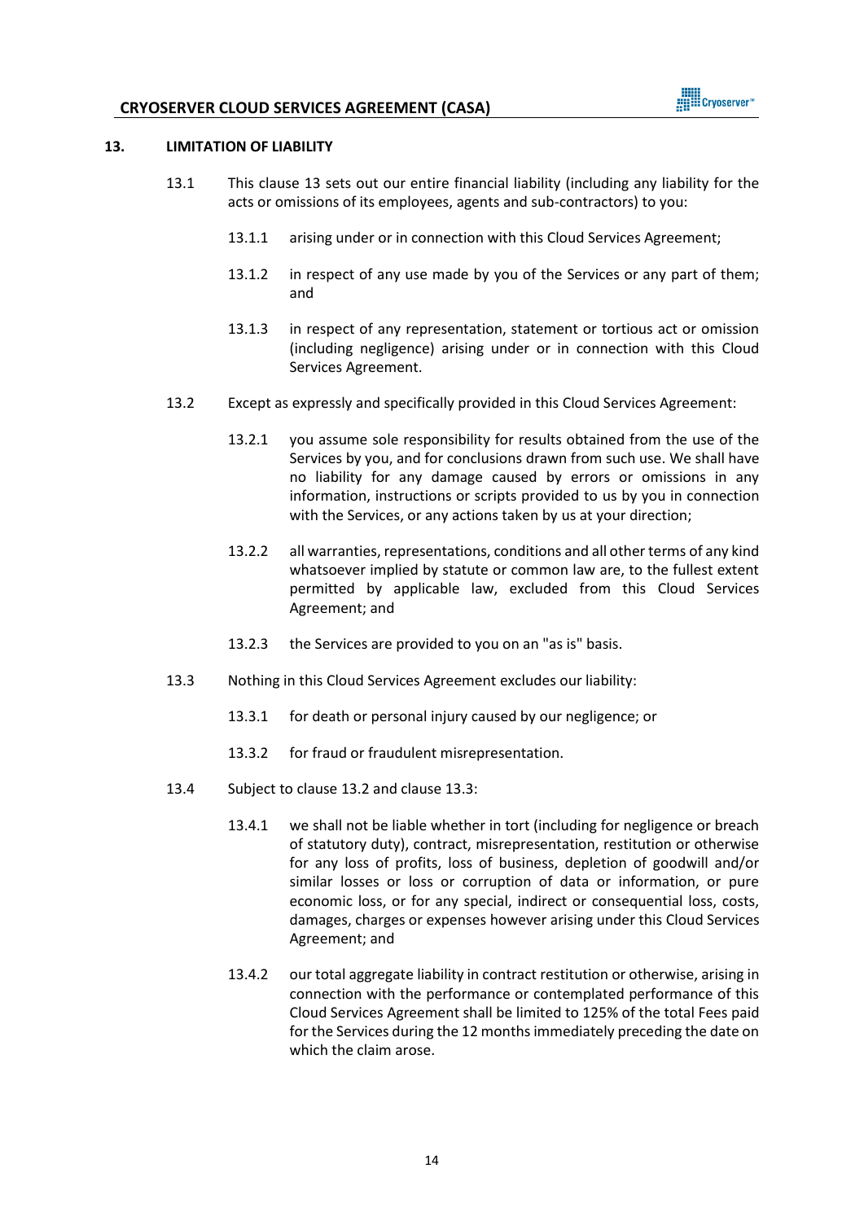## 13. LIMITATION OF LIABILITY

13.1 This clause 13 sets out our entire financial liability (including any liability for the acts or omissions of its employees, agents and sub-contractors) to you:

13.1.1 arising under or in connection with this Cloud Services Agreement;

13.1.2 in respect of any use made by you of the Services or any part of them; and

13.1.3 in respect of any representation, statement or tortious act or omission (including negligence) arising under or in connection with this Cloud Services Agreement.

13.2 Except as expressly and specifically provided in this Cloud Services Agreement:

13.2.1 you assume sole responsibility for results obtained from the use of the Services by you, and for conclusions drawn from such use. We shall have no liability for any damage caused by errors or omissions in any information, instructions or scripts provided to us by you in connection with the Services, or any actions taken by us at your direction;

13.2.2 all warranties, representations, conditions and all other terms of any kind whatsoever implied by statute or common law are, to the fullest extent permitted by applicable law, excluded from this Cloud Services Agreement; and

13.2.3 the Services are provided to you on an "as is" basis.

13.3 Nothing in this Cloud Services Agreement excludes our liability:

13.3.1 for death or personal injury caused by our negligence; or

13.3.2 for fraud or fraudulent misrepresentation.

13.4 Subject to clause 13.2 and clause 13.3:

13.4.1 we shall not be liable whether in tort (including for negligence or breach of statutory duty), contract, misrepresentation, restitution or otherwise for any loss of profits, loss of business, depletion of goodwill and/or similar losses or loss or corruption of data or information, or pure economic loss, or for any special, indirect or consequential loss, costs, damages, charges or expenses however arising under this Cloud Services Agreement; and

13.4.2 our total aggregate liability in contract restitution or otherwise, arising in connection with the performance or contemplated performance of this Cloud Services Agreement shall be limited to 125% of the total Fees paid for the Services during the 12 months immediately preceding the date on which the claim arose.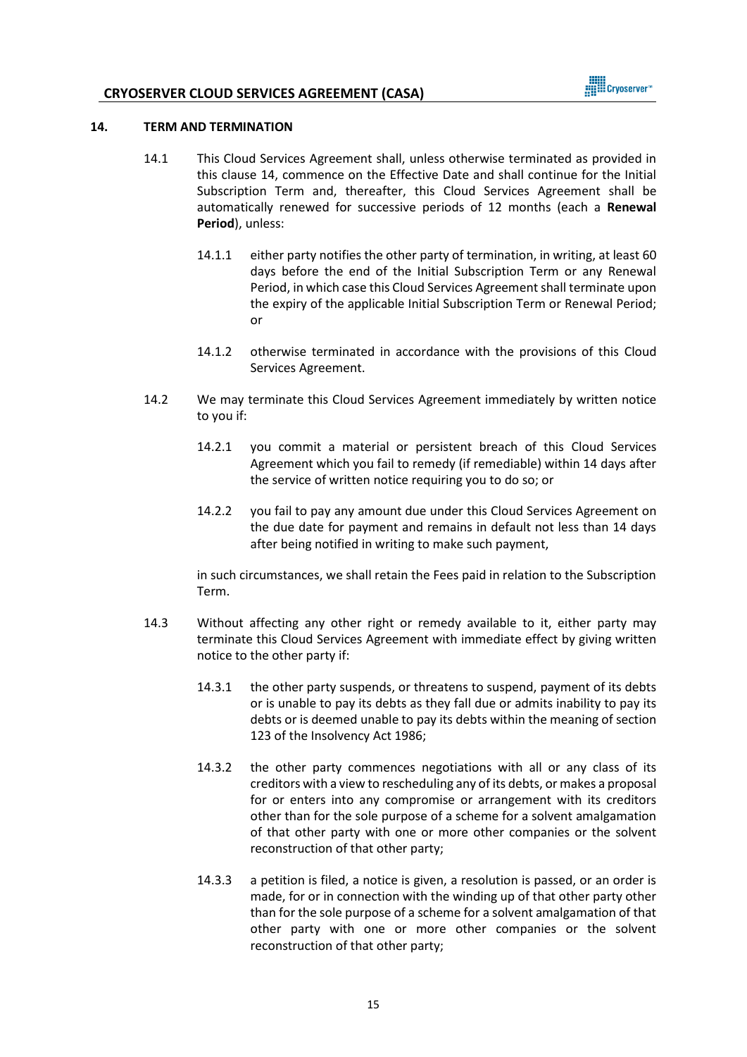## 14. TERM AND TERMINATION

14.1 This Cloud Services Agreement shall, unless otherwise terminated as provided in this clause 14, commence on the Effective Date and shall continue for the Initial Subscription Term and, thereafter, this Cloud Services Agreement shall be automatically renewed for successive periods of 12 months (each a **Renewal Period**), unless:

14.1.1 either party notifies the other party of termination, in writing, at least 60 days before the end of the Initial Subscription Term or any Renewal Period, in which case this Cloud Services Agreement shall terminate upon the expiry of the applicable Initial Subscription Term or Renewal Period; or

14.1.2 otherwise terminated in accordance with the provisions of this Cloud Services Agreement.

14.2 We may terminate this Cloud Services Agreement immediately by written notice to you if:

14.2.1 you commit a material or persistent breach of this Cloud Services Agreement which you fail to remedy (if remediable) within 14 days after the service of written notice requiring you to do so; or

14.2.2 you fail to pay any amount due under this Cloud Services Agreement on the due date for payment and remains in default not less than 14 days after being notified in writing to make such payment,

in such circumstances, we shall retain the Fees paid in relation to the Subscription Term.

14.3 Without affecting any other right or remedy available to it, either party may terminate this Cloud Services Agreement with immediate effect by giving written notice to the other party if:

14.3.1 the other party suspends, or threatens to suspend, payment of its debts or is unable to pay its debts as they fall due or admits inability to pay its debts or is deemed unable to pay its debts within the meaning of section 123 of the Insolvency Act 1986;

14.3.2 the other party commences negotiations with all or any class of its creditors with a view to rescheduling any of its debts, or makes a proposal for or enters into any compromise or arrangement with its creditors other than for the sole purpose of a scheme for a solvent amalgamation of that other party with one or more other companies or the solvent reconstruction of that other party;

14.3.3 a petition is filed, a notice is given, a resolution is passed, or an order is made, for or in connection with the winding up of that other party other than for the sole purpose of a scheme for a solvent amalgamation of that other party with one or more other companies or the solvent reconstruction of that other party;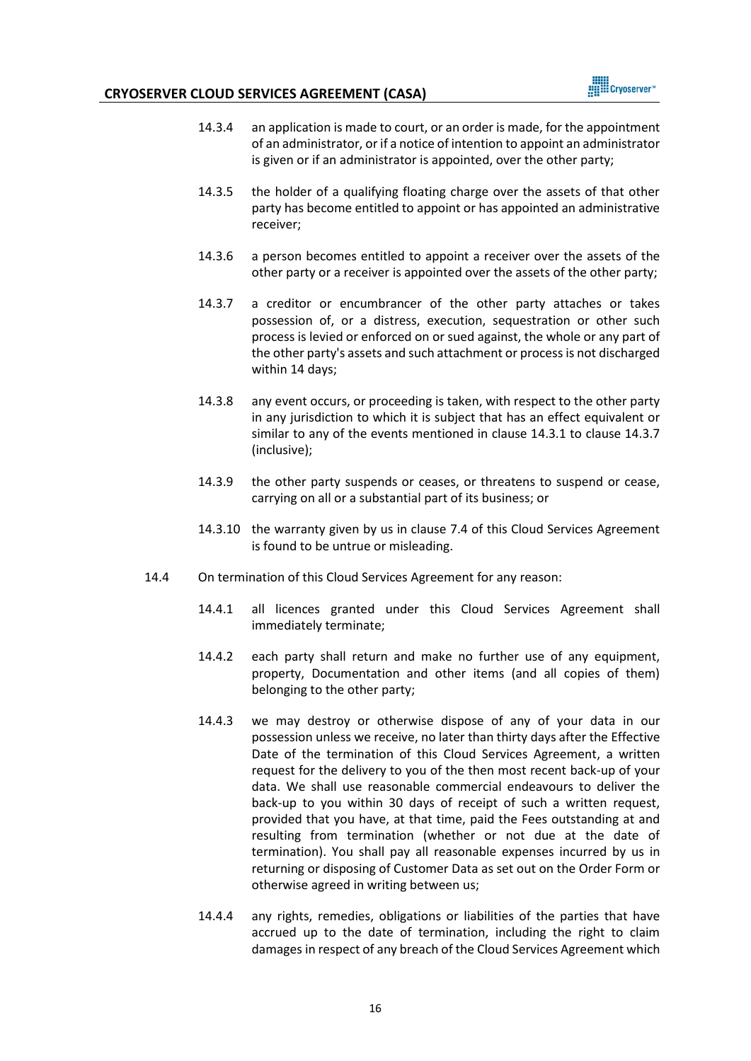14.3.4 an application is made to court, or an order is made, for the appointment of an administrator, or if a notice of intention to appoint an administrator is given or if an administrator is appointed, over the other party;

14.3.5 the holder of a qualifying floating charge over the assets of that other party has become entitled to appoint or has appointed an administrative receiver;

14.3.6 a person becomes entitled to appoint a receiver over the assets of the other party or a receiver is appointed over the assets of the other party;

14.3.7 a creditor or encumbrancer of the other party attaches or takes possession of, or a distress, execution, sequestration or other such process is levied or enforced on or sued against, the whole or any part of the other party's assets and such attachment or process is not discharged within 14 days;

14.3.8 any event occurs, or proceeding is taken, with respect to the other party in any jurisdiction to which it is subject that has an effect equivalent or similar to any of the events mentioned in clause 14.3.1 to clause 14.3.7 (inclusive);

14.3.9 the other party suspends or ceases, or threatens to suspend or cease, carrying on all or a substantial part of its business; or

14.3.10 the warranty given by us in clause 7.4 of this Cloud Services Agreement is found to be untrue or misleading.

14.4 On termination of this Cloud Services Agreement for any reason:

14.4.1 all licences granted under this Cloud Services Agreement shall immediately terminate;

14.4.2 each party shall return and make no further use of any equipment, property, Documentation and other items (and all copies of them) belonging to the other party;

14.4.3 we may destroy or otherwise dispose of any of your data in our possession unless we receive, no later than thirty days after the Effective Date of the termination of this Cloud Services Agreement, a written request for the delivery to you of the then most recent back-up of your data. We shall use reasonable commercial endeavours to deliver the back-up to you within 30 days of receipt of such a written request, provided that you have, at that time, paid the Fees outstanding at and resulting from termination (whether or not due at the date of termination). You shall pay all reasonable expenses incurred by us in returning or disposing of Customer Data as set out on the Order Form or otherwise agreed in writing between us;

14.4.4 any rights, remedies, obligations or liabilities of the parties that have accrued up to the date of termination, including the right to claim damages in respect of any breach of the Cloud Services Agreement which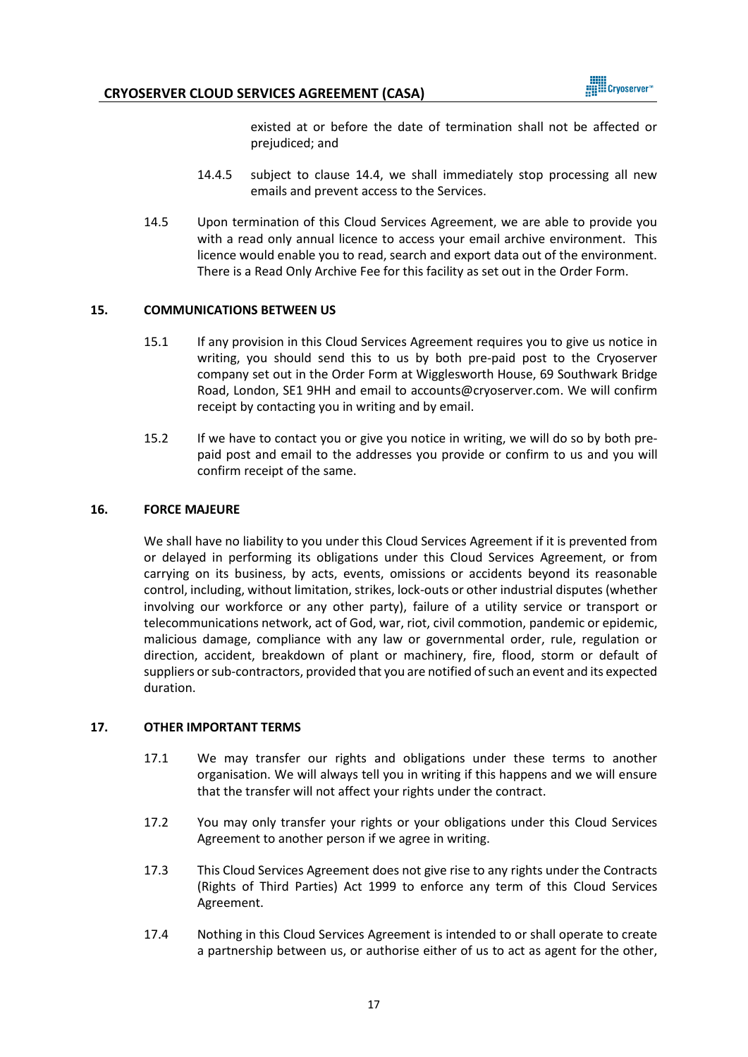existed at or before the date of termination shall not be affected or prejudiced; and

14.4.5 subject to clause 14.4, we shall immediately stop processing all new emails and prevent access to the Services.

14.5 Upon termination of this Cloud Services Agreement, we are able to provide you with a read only annual licence to access your email archive environment. This licence would enable you to read, search and export data out of the environment. There is a Read Only Archive Fee for this facility as set out in the Order Form.

## 15. COMMUNICATIONS BETWEEN US

15.1 If any provision in this Cloud Services Agreement requires you to give us notice in writing, you should send this to us by both pre-paid post to the Cryoserver company set out in the Order Form at Wigglesworth House, 69 Southwark Bridge Road, London, SE1 9HH and email to accounts@cryoserver.com. We will confirm receipt by contacting you in writing and by email.

15.2 If we have to contact you or give you notice in writing, we will do so by both pre-paid post and email to the addresses you provide or confirm to us and you will confirm receipt of the same.

## 16. FORCE MAJEURE

We shall have no liability to you under this Cloud Services Agreement if it is prevented from or delayed in performing its obligations under this Cloud Services Agreement, or from carrying on its business, by acts, events, omissions or accidents beyond its reasonable control, including, without limitation, strikes, lock-outs or other industrial disputes (whether involving our workforce or any other party), failure of a utility service or transport or telecommunications network, act of God, war, riot, civil commotion, pandemic or epidemic, malicious damage, compliance with any law or governmental order, rule, regulation or direction, accident, breakdown of plant or machinery, fire, flood, storm or default of suppliers or sub-contractors, provided that you are notified of such an event and its expected duration.

## 17. OTHER IMPORTANT TERMS

17.1 We may transfer our rights and obligations under these terms to another organisation. We will always tell you in writing if this happens and we will ensure that the transfer will not affect your rights under the contract.

17.2 You may only transfer your rights or your obligations under this Cloud Services Agreement to another person if we agree in writing.

17.3 This Cloud Services Agreement does not give rise to any rights under the Contracts (Rights of Third Parties) Act 1999 to enforce any term of this Cloud Services Agreement.

17.4 Nothing in this Cloud Services Agreement is intended to or shall operate to create a partnership between us, or authorise either of us to act as agent for the other,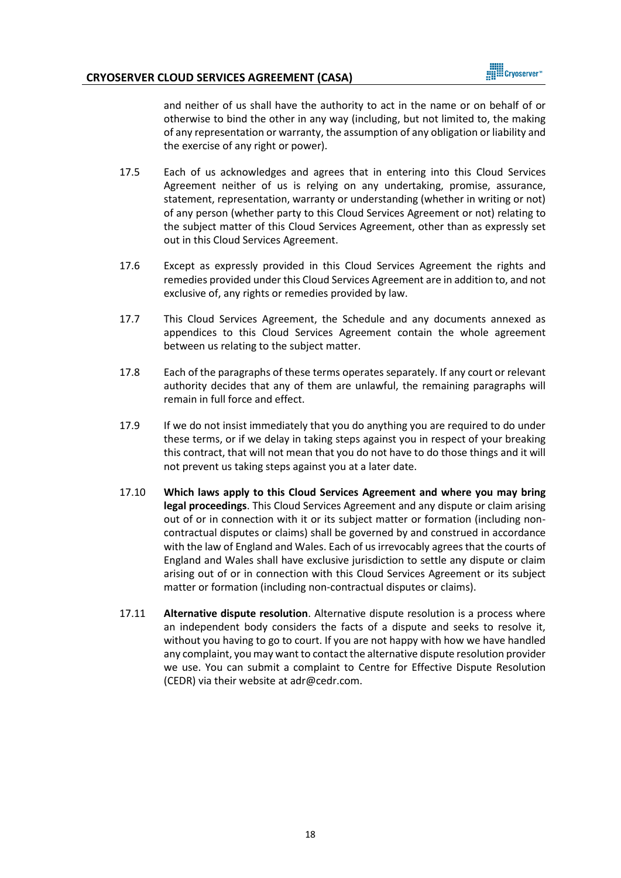and neither of us shall have the authority to act in the name or on behalf of or otherwise to bind the other in any way (including, but not limited to, the making of any representation or warranty, the assumption of any obligation or liability and the exercise of any right or power).

17.5 Each of us acknowledges and agrees that in entering into this Cloud Services Agreement neither of us is relying on any undertaking, promise, assurance, statement, representation, warranty or understanding (whether in writing or not) of any person (whether party to this Cloud Services Agreement or not) relating to the subject matter of this Cloud Services Agreement, other than as expressly set out in this Cloud Services Agreement.

17.6 Except as expressly provided in this Cloud Services Agreement the rights and remedies provided under this Cloud Services Agreement are in addition to, and not exclusive of, any rights or remedies provided by law.

17.7 This Cloud Services Agreement, the Schedule and any documents annexed as appendices to this Cloud Services Agreement contain the whole agreement between us relating to the subject matter.

17.8 Each of the paragraphs of these terms operates separately. If any court or relevant authority decides that any of them are unlawful, the remaining paragraphs will remain in full force and effect.

17.9 If we do not insist immediately that you do anything you are required to do under these terms, or if we delay in taking steps against you in respect of your breaking this contract, that will not mean that you do not have to do those things and it will not prevent us taking steps against you at a later date.

17.10 **Which laws apply to this Cloud Services Agreement and where you may bring legal proceedings**. This Cloud Services Agreement and any dispute or claim arising out of or in connection with it or its subject matter or formation (including non-contractual disputes or claims) shall be governed by and construed in accordance with the law of England and Wales. Each of us irrevocably agrees that the courts of England and Wales shall have exclusive jurisdiction to settle any dispute or claim arising out of or in connection with this Cloud Services Agreement or its subject matter or formation (including non-contractual disputes or claims).

17.11 **Alternative dispute resolution**. Alternative dispute resolution is a process where an independent body considers the facts of a dispute and seeks to resolve it, without you having to go to court. If you are not happy with how we have handled any complaint, you may want to contact the alternative dispute resolution provider we use. You can submit a complaint to Centre for Effective Dispute Resolution (CEDR) via their website at adr@cedr.com.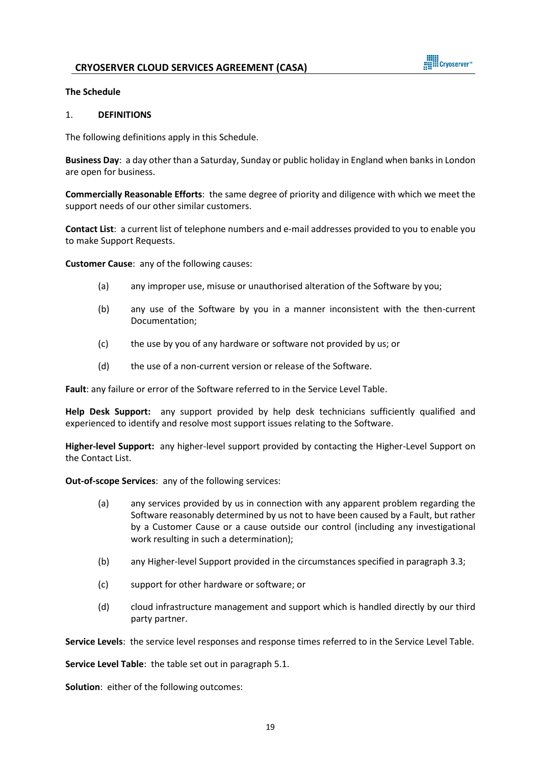**The Schedule**

## 1. DEFINITIONS

The following definitions apply in this Schedule.

**Business Day**: a day other than a Saturday, Sunday or public holiday in England when banks in London are open for business.

**Commercially Reasonable Efforts**: the same degree of priority and diligence with which we meet the support needs of our other similar customers.

**Contact List**: a current list of telephone numbers and e-mail addresses provided to you to enable you to make Support Requests.

**Customer Cause**: any of the following causes:

(a) any improper use, misuse or unauthorised alteration of the Software by you;

(b) any use of the Software by you in a manner inconsistent with the then-current Documentation;

(c) the use by you of any hardware or software not provided by us; or

(d) the use of a non-current version or release of the Software.

**Fault**: any failure or error of the Software referred to in the Service Level Table.

**Help Desk Support:** any support provided by help desk technicians sufficiently qualified and experienced to identify and resolve most support issues relating to the Software.

**Higher-level Support:** any higher-level support provided by contacting the Higher-Level Support on the Contact List.

**Out-of-scope Services**: any of the following services:

(a) any services provided by us in connection with any apparent problem regarding the Software reasonably determined by us not to have been caused by a Fault, but rather by a Customer Cause or a cause outside our control (including any investigational work resulting in such a determination);

(b) any Higher-level Support provided in the circumstances specified in paragraph 3.3;

(c) support for other hardware or software; or

(d) cloud infrastructure management and support which is handled directly by our third party partner.

**Service Levels**: the service level responses and response times referred to in the Service Level Table.

**Service Level Table**: the table set out in paragraph 5.1.

**Solution**: either of the following outcomes: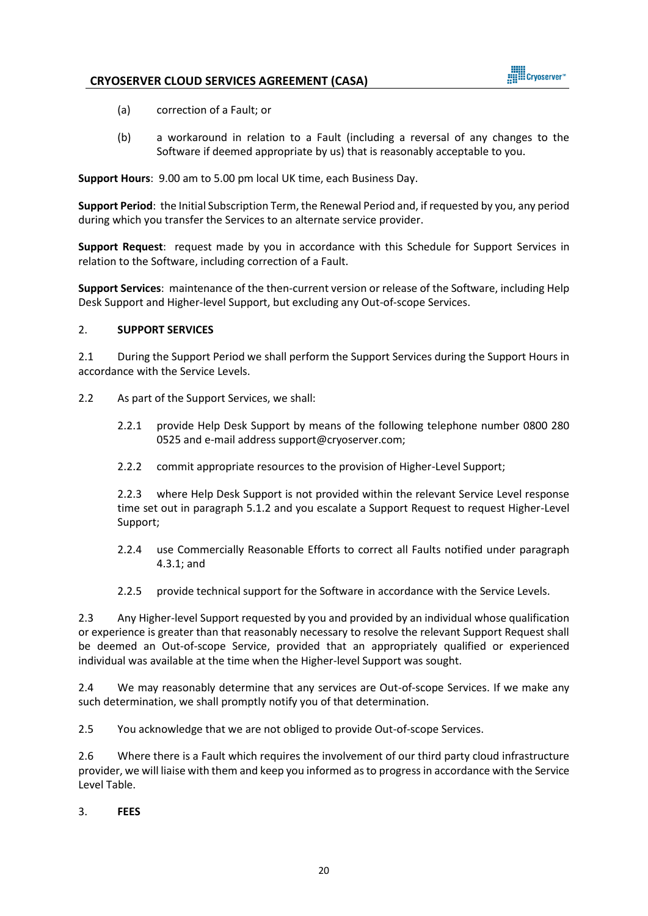(a) correction of a Fault; or

(b) a workaround in relation to a Fault (including a reversal of any changes to the Software if deemed appropriate by us) that is reasonably acceptable to you.

**Support Hours**: 9.00 am to 5.00 pm local UK time, each Business Day.

**Support Period**: the Initial Subscription Term, the Renewal Period and, if requested by you, any period during which you transfer the Services to an alternate service provider.

**Support Request**: request made by you in accordance with this Schedule for Support Services in relation to the Software, including correction of a Fault.

**Support Services**: maintenance of the then-current version or release of the Software, including Help Desk Support and Higher-level Support, but excluding any Out-of-scope Services.

2. **SUPPORT SERVICES**

2.1 During the Support Period we shall perform the Support Services during the Support Hours in accordance with the Service Levels.

2.2 As part of the Support Services, we shall:

2.2.1 provide Help Desk Support by means of the following telephone number 0800 280 0525 and e-mail address support@cryoserver.com;

2.2.2 commit appropriate resources to the provision of Higher-Level Support;

2.2.3 where Help Desk Support is not provided within the relevant Service Level response time set out in paragraph 5.1.2 and you escalate a Support Request to request Higher-Level Support;

2.2.4 use Commercially Reasonable Efforts to correct all Faults notified under paragraph 4.3.1; and

2.2.5 provide technical support for the Software in accordance with the Service Levels.

2.3 Any Higher-level Support requested by you and provided by an individual whose qualification or experience is greater than that reasonably necessary to resolve the relevant Support Request shall be deemed an Out-of-scope Service, provided that an appropriately qualified or experienced individual was available at the time when the Higher-level Support was sought.

2.4 We may reasonably determine that any services are Out-of-scope Services. If we make any such determination, we shall promptly notify you of that determination.

2.5 You acknowledge that we are not obliged to provide Out-of-scope Services.

2.6 Where there is a Fault which requires the involvement of our third party cloud infrastructure provider, we will liaise with them and keep you informed as to progress in accordance with the Service Level Table.

3. **FEES**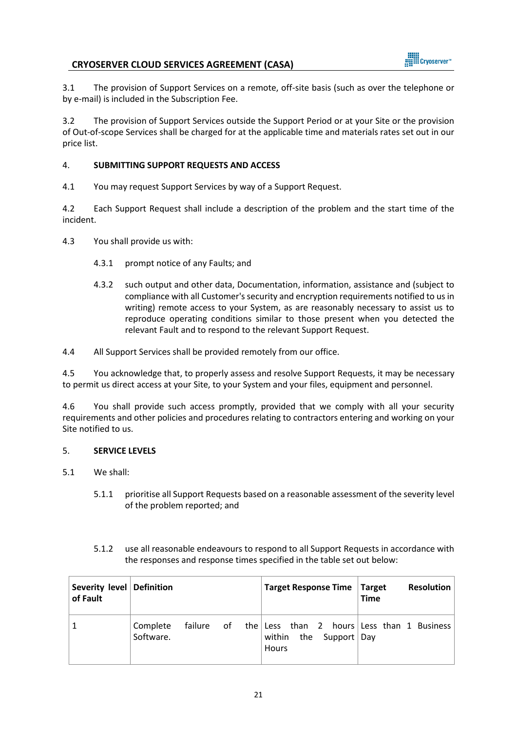3.1 The provision of Support Services on a remote, off-site basis (such as over the telephone or by e-mail) is included in the Subscription Fee.

3.2 The provision of Support Services outside the Support Period or at your Site or the provision of Out-of-scope Services shall be charged for at the applicable time and materials rates set out in our price list.

## 4. SUBMITTING SUPPORT REQUESTS AND ACCESS

4.1 You may request Support Services by way of a Support Request.

4.2 Each Support Request shall include a description of the problem and the start time of the incident.

4.3 You shall provide us with:

4.3.1 prompt notice of any Faults; and

4.3.2 such output and other data, Documentation, information, assistance and (subject to compliance with all Customer's security and encryption requirements notified to us in writing) remote access to your System, as are reasonably necessary to assist us to reproduce operating conditions similar to those present when you detected the relevant Fault and to respond to the relevant Support Request.

4.4 All Support Services shall be provided remotely from our office.

4.5 You acknowledge that, to properly assess and resolve Support Requests, it may be necessary to permit us direct access at your Site, to your System and your files, equipment and personnel.

4.6 You shall provide such access promptly, provided that we comply with all your security requirements and other policies and procedures relating to contractors entering and working on your Site notified to us.

## 5. SERVICE LEVELS

5.1 We shall:

5.1.1 prioritise all Support Requests based on a reasonable assessment of the severity level of the problem reported; and

5.1.2 use all reasonable endeavours to respond to all Support Requests in accordance with the responses and response times specified in the table set out below:

| Severity level of Fault | Definition | Target Response Time | Target Resolution Time |
|---|---|---|---|
| 1 | Complete failure of the Software. | Less than 2 hours within the Support Hours | Less than 1 Business Day |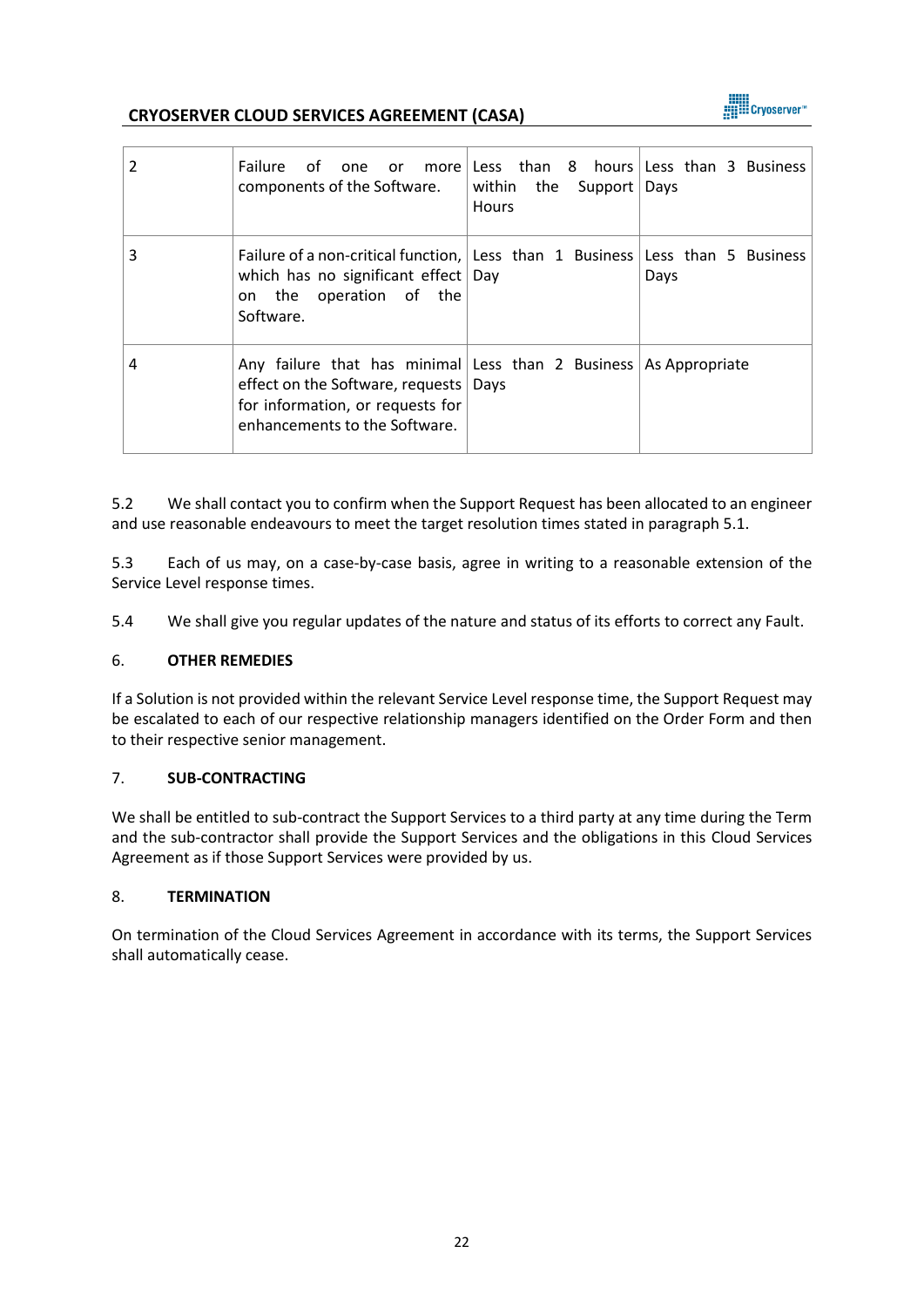| | | | |
|---|---|---|---|
| 2 | Failure of one or more components of the Software. | Less than 8 hours within the Support Hours | Less than 3 Business Days |
| 3 | Failure of a non-critical function, which has no significant effect on the operation of the Software. | Less than 1 Business Day | Less than 5 Business Days |
| 4 | Any failure that has minimal effect on the Software, requests for information, or requests for enhancements to the Software. | Less than 2 Business Days | As Appropriate |

5.2 We shall contact you to confirm when the Support Request has been allocated to an engineer and use reasonable endeavours to meet the target resolution times stated in paragraph 5.1.

5.3 Each of us may, on a case-by-case basis, agree in writing to a reasonable extension of the Service Level response times.

5.4 We shall give you regular updates of the nature and status of its efforts to correct any Fault.

## 6. OTHER REMEDIES

If a Solution is not provided within the relevant Service Level response time, the Support Request may be escalated to each of our respective relationship managers identified on the Order Form and then to their respective senior management.

## 7. SUB-CONTRACTING

We shall be entitled to sub-contract the Support Services to a third party at any time during the Term and the sub-contractor shall provide the Support Services and the obligations in this Cloud Services Agreement as if those Support Services were provided by us.

## 8. TERMINATION

On termination of the Cloud Services Agreement in accordance with its terms, the Support Services shall automatically cease.